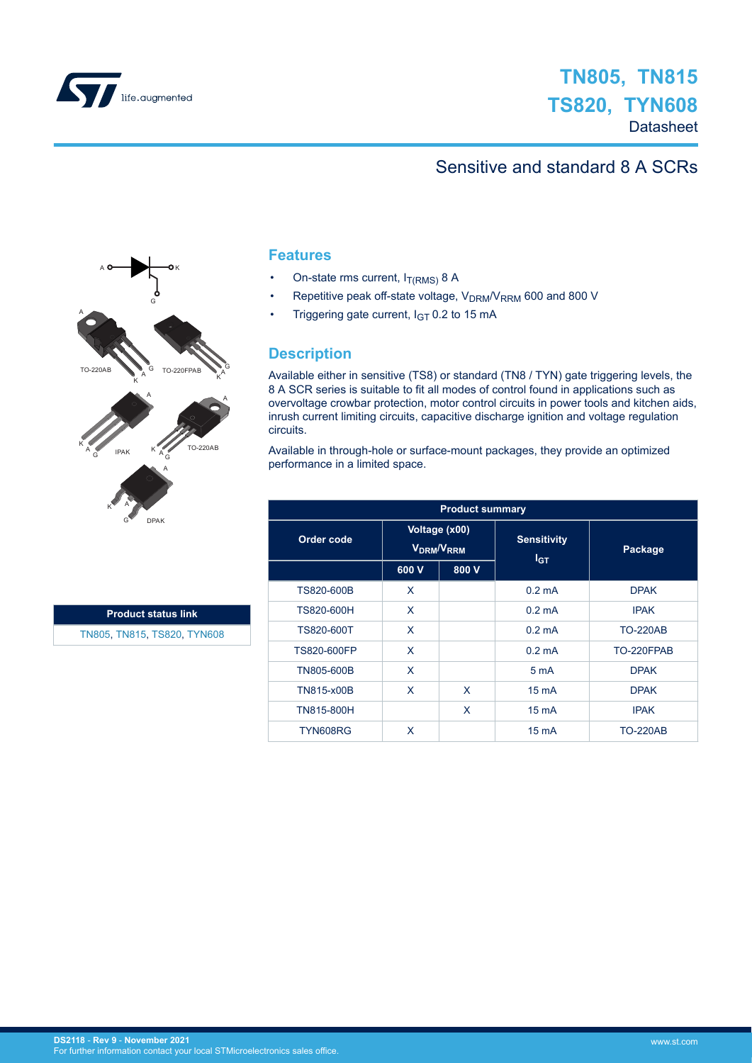# TN805, TN815 TS820, TYN608

Datasheet

## Sensitive and standard 8 A SCRs

## Features

- On-state rms current, $I_{T(RMS)}$ 8 A
- Repetitive peak off-state voltage, $V_{DRM}/V_{RRM}$ 600 and 800 V
- Triggering gate current, $I_{GT}$ 0.2 to 15 mA

## Description

Available either in sensitive (TS8) or standard (TN8 / TYN) gate triggering levels, the 8 A SCR series is suitable to fit all modes of control found in applications such as overvoltage crowbar protection, motor control circuits in power tools and kitchen aids, inrush current limiting circuits, capacitive discharge ignition and voltage regulation circuits.

Available in through-hole or surface-mount packages, they provide an optimized performance in a limited space.

| Product status link |
| --- |
| TN805, TN815, TS820, TYN608 |

**Product summary**

| Order code | Voltage (x00) $V_{DRM}/V_{RRM}$ | | Sensitivity $I_{GT}$ | Package |
| --- | --- | --- | --- | --- |
| | 600 V | 800 V | | |
| TS820-600B | X | | 0.2 mA | DPAK |
| TS820-600H | X | | 0.2 mA | IPAK |
| TS820-600T | X | | 0.2 mA | TO-220AB |
| TS820-600FP | X | | 0.2 mA | TO-220FPAB |
| TN805-600B | X | | 5 mA | DPAK |
| TN815-x00B | X | X | 15 mA | DPAK |
| TN815-800H | | X | 15 mA | IPAK |
| TYN608RG | X | | 15 mA | TO-220AB |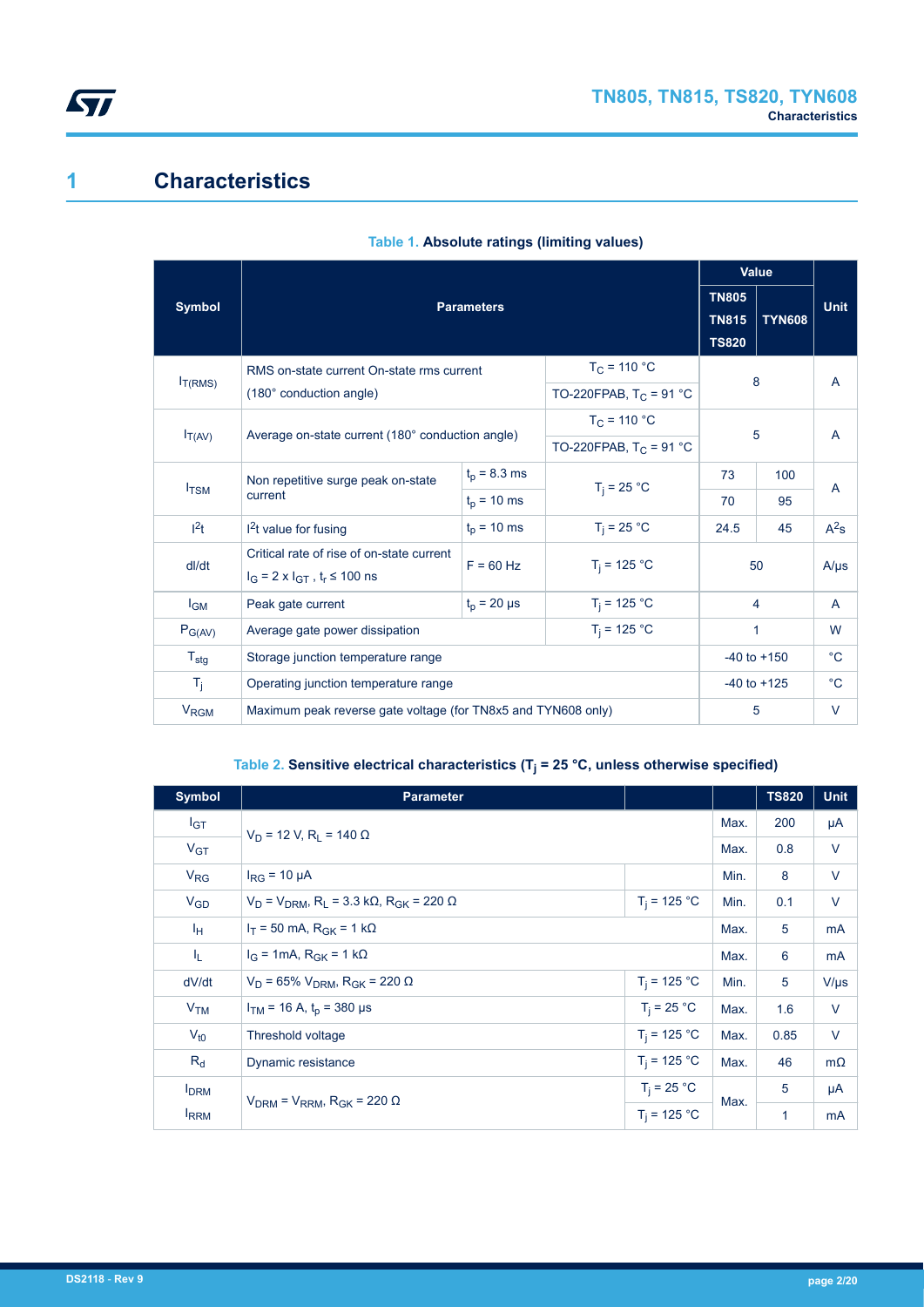// The table header reads "Table 2. Sensitive electrical characteristics", not "Table 2. Sensitive electrical characteristics". This is not a real heading.
# 1 Characteristics

**Table 1. Absolute ratings (limiting values)**

| Symbol | Parameters | | | Value | | Unit |
|---|---|---|---|---|---|---|
| | | | | TN805 TN815 TS820 | TYN608 | |
| $I_{T(RMS)}$ | RMS on-state current On-state rms current (180° conduction angle) | | $T_C$ = 110 °C | 8 | | A |
| | | | TO-220FPAB, $T_C$ = 91 °C | | | |
| $I_{T(AV)}$ | Average on-state current (180° conduction angle) | | $T_C$ = 110 °C | 5 | | A |
| | | | TO-220FPAB, $T_C$ = 91 °C | | | |
| $I_{TSM}$ | Non repetitive surge peak on-state current | $t_p$ = 8.3 ms | $T_j$ = 25 °C | 73 | 100 | A |
| | | $t_p$ = 10 ms | | 70 | 95 | |
| $I^2t$ | $I^2t$ value for fusing | $t_p$ = 10 ms | $T_j$ = 25 °C | 24.5 | 45 | $A^2s$ |
| dI/dt | Critical rate of rise of on-state current $I_G$ = 2 x $I_{GT}$ , $t_r$ ≤ 100 ns | F = 60 Hz | $T_j$ = 125 °C | 50 | | A/µs |
| $I_{GM}$ | Peak gate current | $t_p$ = 20 µs | $T_j$ = 125 °C | 4 | | A |
| $P_{G(AV)}$ | Average gate power dissipation | | $T_j$ = 125 °C | 1 | | W |
| $T_{stg}$ | Storage junction temperature range | | | -40 to +150 | | °C |
| $T_j$ | Operating junction temperature range | | | -40 to +125 | | °C |
| $V_{RGM}$ | Maximum peak reverse gate voltage (for TN8x5 and TYN608 only) | | | 5 | | V |

**Table 2. Sensitive electrical characteristics ($T_j$ = 25 °C, unless otherwise specified)**

| Symbol | Parameter | | | TS820 | Unit |
|---|---|---|---|---|---|
| $I_{GT}$ | $V_D$ = 12 V, $R_L$ = 140 Ω | | Max. | 200 | µA |
| $V_{GT}$ | | | Max. | 0.8 | V |
| $V_{RG}$ | $I_{RG}$ = 10 µA | | Min. | 8 | V |
| $V_{GD}$ | $V_D$ = $V_{DRM}$, $R_L$ = 3.3 kΩ, $R_{GK}$ = 220 Ω | $T_j$ = 125 °C | Min. | 0.1 | V |
| $I_H$ | $I_T$ = 50 mA, $R_{GK}$ = 1 kΩ | | Max. | 5 | mA |
| $I_L$ | $I_G$ = 1mA, $R_{GK}$ = 1 kΩ | | Max. | 6 | mA |
| dV/dt | $V_D$ = 65% $V_{DRM}$, $R_{GK}$ = 220 Ω | $T_j$ = 125 °C | Min. | 5 | V/µs |
| $V_{TM}$ | $I_{TM}$ = 16 A, $t_p$ = 380 µs | $T_j$ = 25 °C | Max. | 1.6 | V |
| $V_{t0}$ | Threshold voltage | $T_j$ = 125 °C | Max. | 0.85 | V |
| $R_d$ | Dynamic resistance | $T_j$ = 125 °C | Max. | 46 | mΩ |
| $I_{DRM}$ | $V_{DRM}$ = $V_{RRM}$, $R_{GK}$ = 220 Ω | $T_j$ = 25 °C | Max. | 5 | µA |
| $I_{RRM}$ | | $T_j$ = 125 °C | | 1 | mA |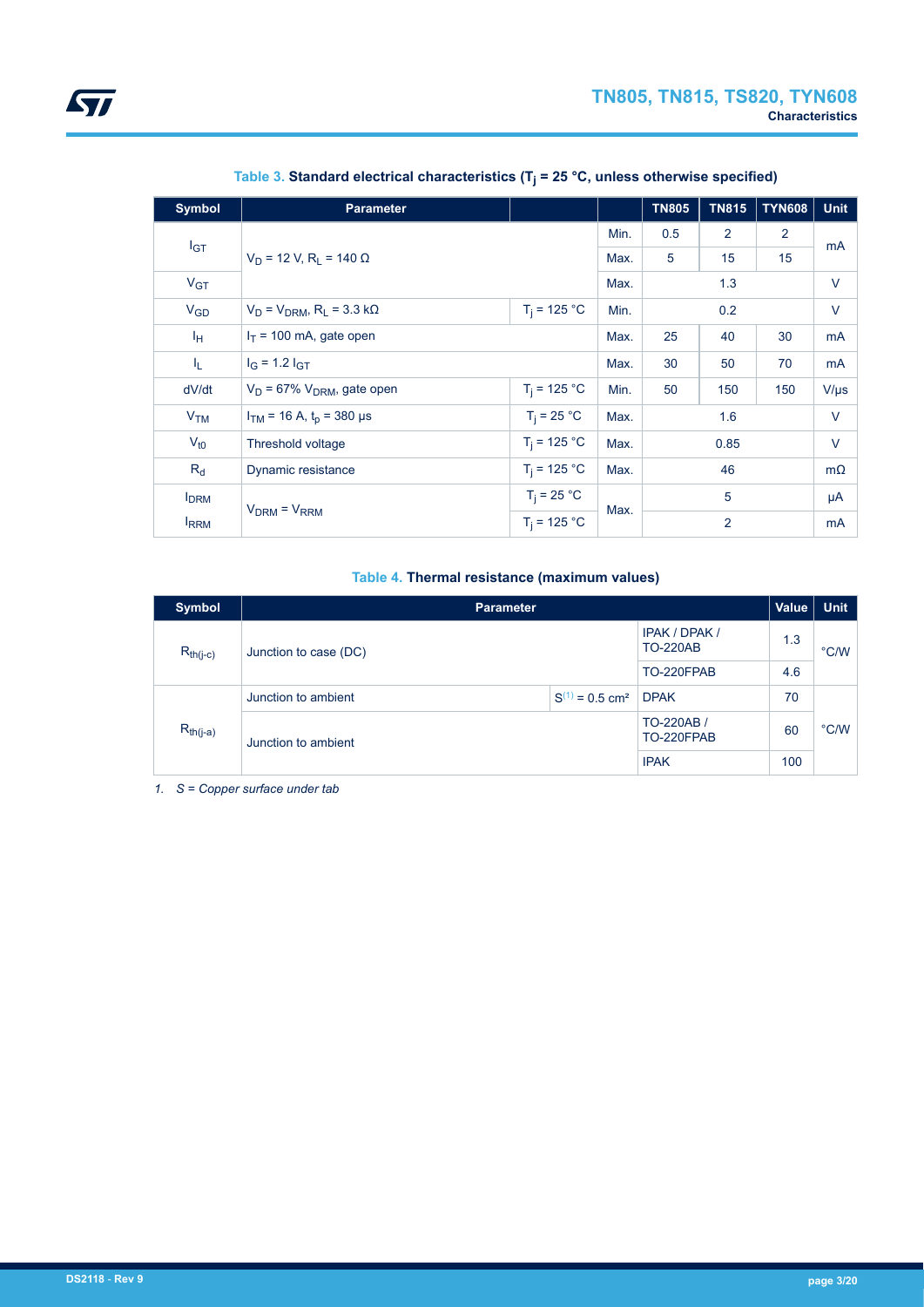**Table 3. Standard electrical characteristics ($T_j$ = 25 °C, unless otherwise specified)**

| Symbol | Parameter | | | TN805 | TN815 | TYN608 | Unit |
|---|---|---|---|---|---|---|---|
| $I_{GT}$ | $V_D$ = 12 V, $R_L$ = 140 Ω | | Min. | 0.5 | 2 | 2 | mA |
| | | | Max. | 5 | 15 | 15 | |
| $V_{GT}$ | | | Max. | 1.3 | | | V |
| $V_{GD}$ | $V_D$ = $V_{DRM}$, $R_L$ = 3.3 kΩ | $T_j$ = 125 °C | Min. | 0.2 | | | V |
| $I_H$ | $I_T$ = 100 mA, gate open | | Max. | 25 | 40 | 30 | mA |
| $I_L$ | $I_G$ = 1.2 $I_{GT}$ | | Max. | 30 | 50 | 70 | mA |
| dV/dt | $V_D$ = 67% $V_{DRM}$, gate open | $T_j$ = 125 °C | Min. | 50 | 150 | 150 | V/µs |
| $V_{TM}$ | $I_{TM}$ = 16 A, $t_p$ = 380 µs | $T_j$ = 25 °C | Max. | 1.6 | | | V |
| $V_{t0}$ | Threshold voltage | $T_j$ = 125 °C | Max. | 0.85 | | | V |
| $R_d$ | Dynamic resistance | $T_j$ = 125 °C | Max. | 46 | | | mΩ |
| $I_{DRM}$ | $V_{DRM}$ = $V_{RRM}$ | $T_j$ = 25 °C | Max. | 5 | | | µA |
| $I_{RRM}$ | | $T_j$ = 125 °C | | 2 | | | mA |

**Table 4. Thermal resistance (maximum values)**

| Symbol | Parameter | | | Value | Unit |
|---|---|---|---|---|---|
| $R_{th(j-c)}$ | Junction to case (DC) | | IPAK / DPAK / TO-220AB | 1.3 | °C/W |
| | | | TO-220FPAB | 4.6 | |
| $R_{th(j-a)}$ | Junction to ambient | S[1] = 0.5 cm² | DPAK | 70 | °C/W |
| | Junction to ambient | | TO-220AB / TO-220FPAB | 60 | |
| | | | IPAK | 100 | |

1. *S = Copper surface under tab*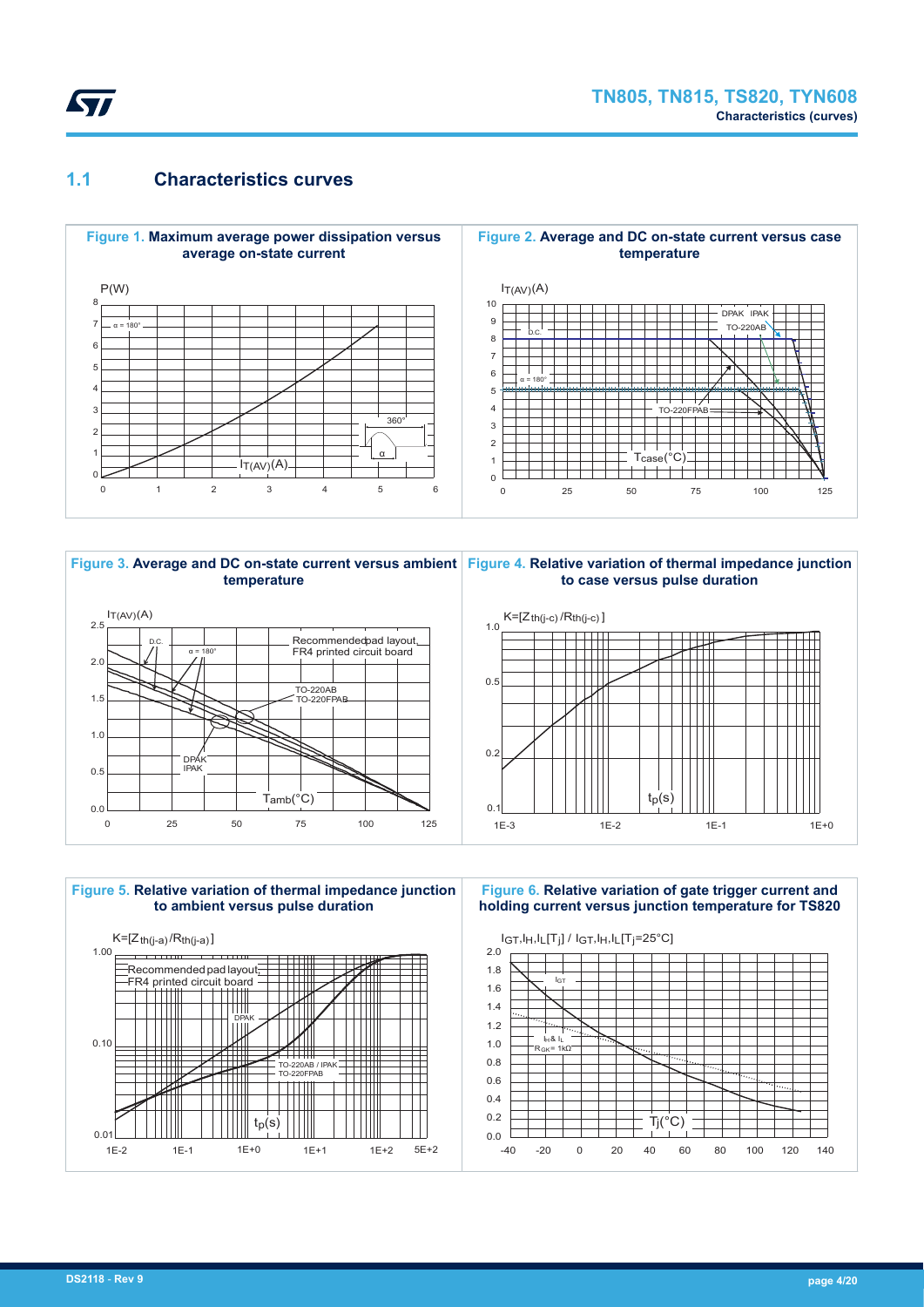## 1.1 Characteristics curves

**Figure 1.** Maximum average power dissipation versus average on-state current

**Figure 2.** Average and DC on-state current versus case temperature

**Figure 3.** Average and DC on-state current versus ambient temperature

**Figure 4.** Relative variation of thermal impedance junction to case versus pulse duration

**Figure 5.** Relative variation of thermal impedance junction to ambient versus pulse duration

**Figure 6.** Relative variation of gate trigger current and holding current versus junction temperature for TS820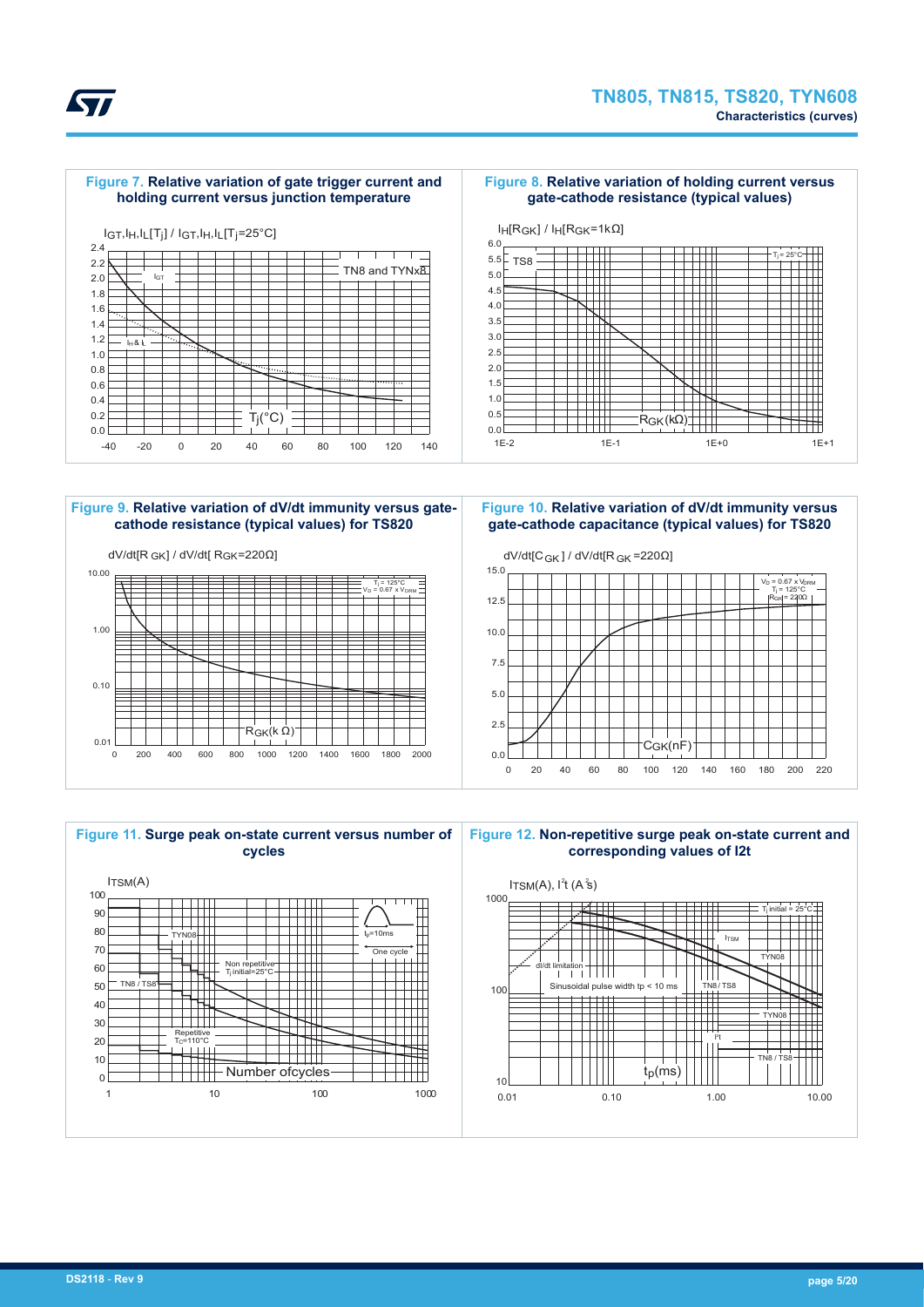**Figure 7. Relative variation of gate trigger current and holding current versus junction temperature**

**Figure 8. Relative variation of holding current versus gate-cathode resistance (typical values)**

**Figure 9. Relative variation of dV/dt immunity versus gate-cathode resistance (typical values) for TS820**

**Figure 10. Relative variation of dV/dt immunity versus gate-cathode capacitance (typical values) for TS820**

**Figure 11. Surge peak on-state current versus number of cycles**

**Figure 12. Non-repetitive surge peak on-state current and corresponding values of I2t**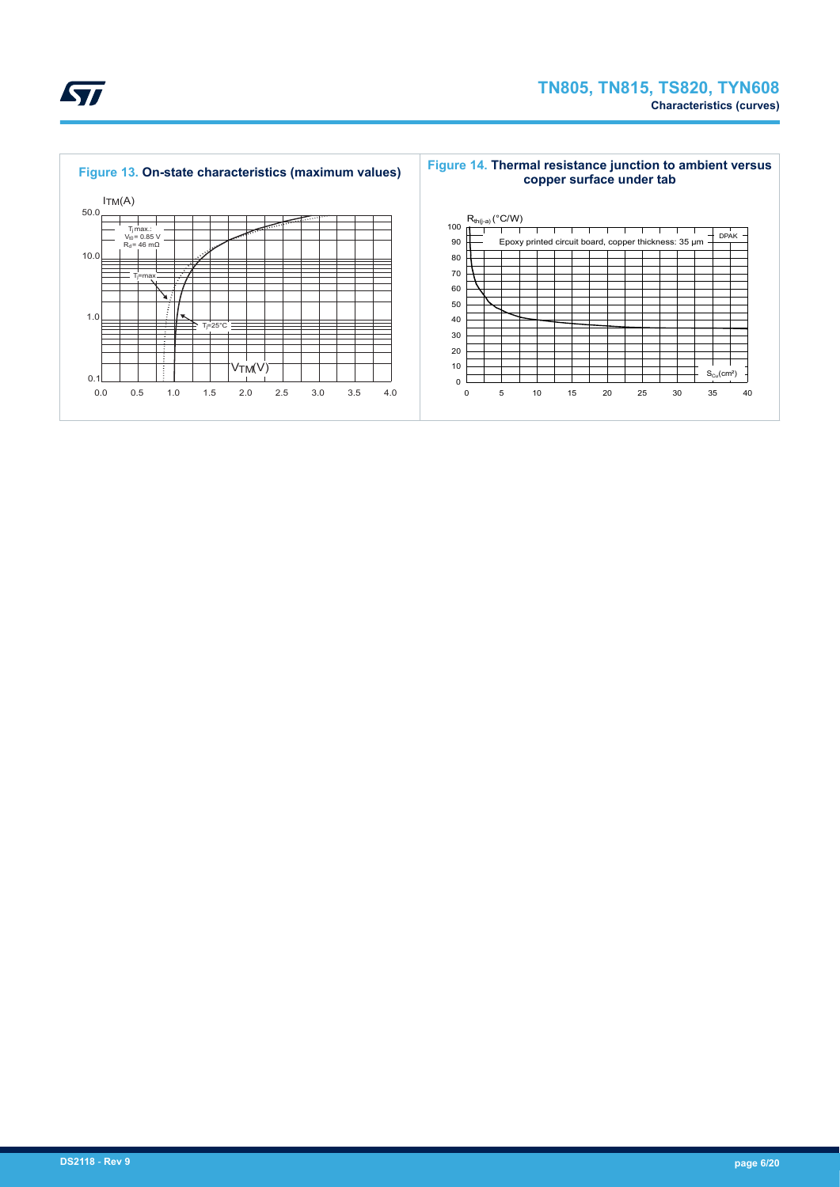**Figure 13. On-state characteristics (maximum values)**

$I_{TM}$(A)

$T_j$ max.:
$V_{t0}$ = 0.85 V
$R_d$ = 46 mΩ

$T_j$=max

$T_j$=25°C

$V_{TM}$(V)

**Figure 14. Thermal resistance junction to ambient versus copper surface under tab**

$R_{th(j-a)}$ (°C/W)

Epoxy printed circuit board, copper thickness: 35 µm

DPAK

$S_{Cu}$(cm²)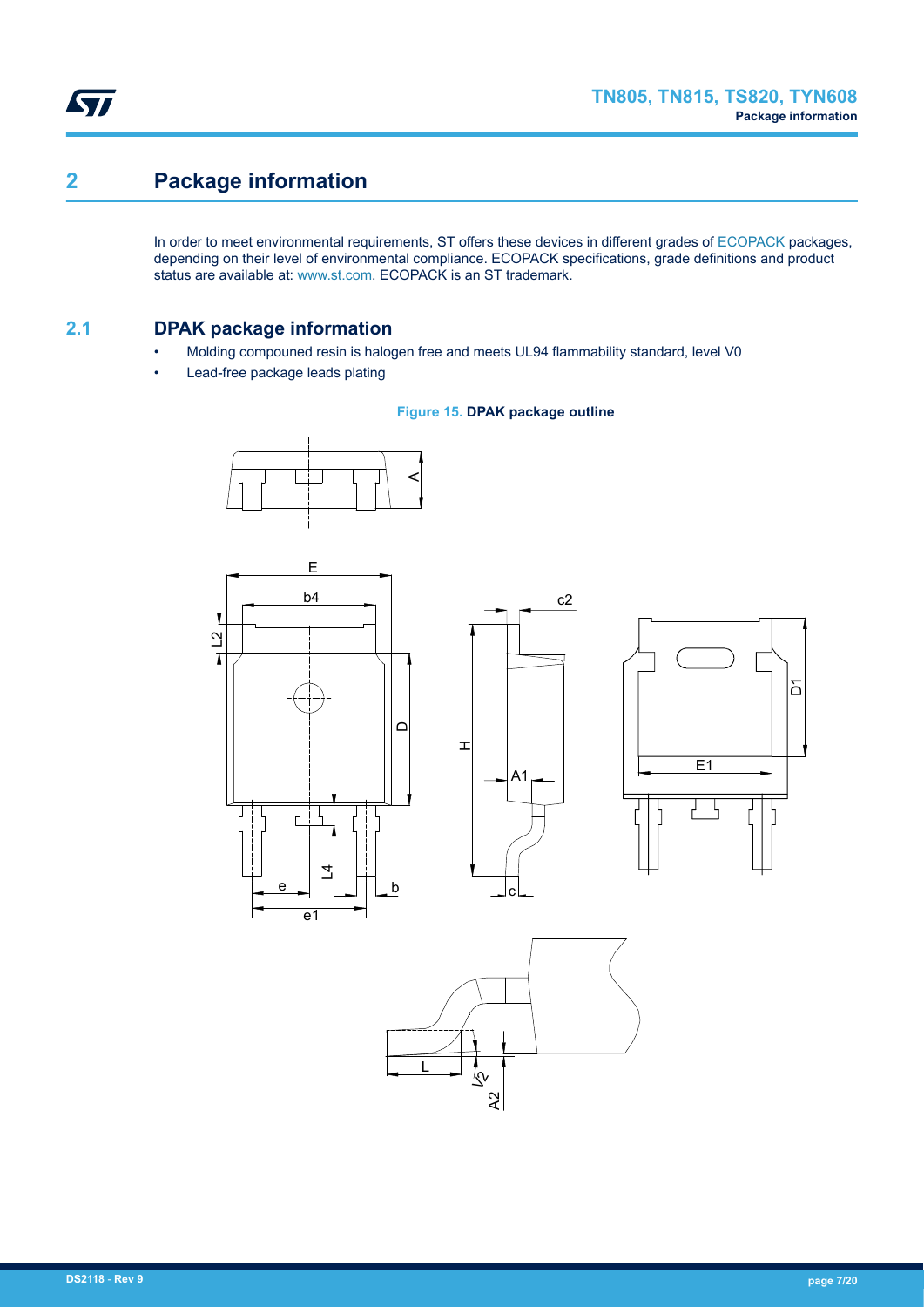# 2 Package information

In order to meet environmental requirements, ST offers these devices in different grades of ECOPACK packages, depending on their level of environmental compliance. ECOPACK specifications, grade definitions and product status are available at: www.st.com. ECOPACK is an ST trademark.

## 2.1 DPAK package information

- Molding compouned resin is halogen free and meets UL94 flammability standard, level V0
- Lead-free package leads plating

**Figure 15. DPAK package outline**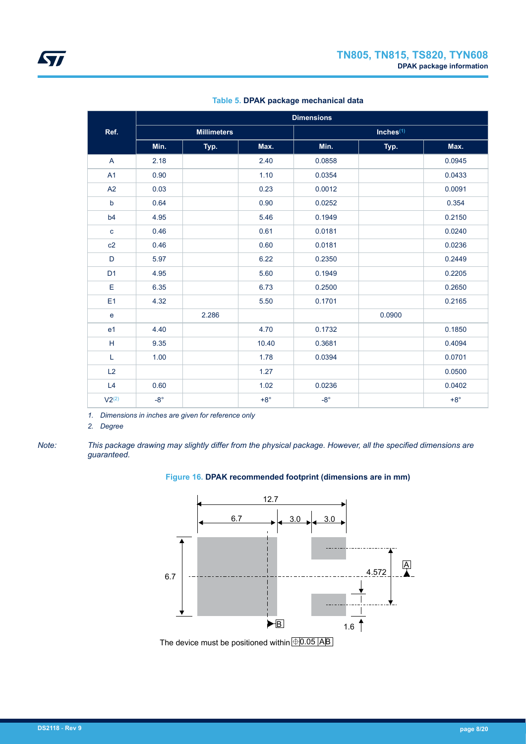**Table 5. DPAK package mechanical data**

| Ref. | Dimensions | | | | | |
|---|---|---|---|---|---|---|
| | Millimeters | | | Inches[(1)] | | |
| | Min. | Typ. | Max. | Min. | Typ. | Max. |
| A | 2.18 | | 2.40 | 0.0858 | | 0.0945 |
| A1 | 0.90 | | 1.10 | 0.0354 | | 0.0433 |
| A2 | 0.03 | | 0.23 | 0.0012 | | 0.0091 |
| b | 0.64 | | 0.90 | 0.0252 | | 0.354 |
| b4 | 4.95 | | 5.46 | 0.1949 | | 0.2150 |
| c | 0.46 | | 0.61 | 0.0181 | | 0.0240 |
| c2 | 0.46 | | 0.60 | 0.0181 | | 0.0236 |
| D | 5.97 | | 6.22 | 0.2350 | | 0.2449 |
| D1 | 4.95 | | 5.60 | 0.1949 | | 0.2205 |
| E | 6.35 | | 6.73 | 0.2500 | | 0.2650 |
| E1 | 4.32 | | 5.50 | 0.1701 | | 0.2165 |
| e | | 2.286 | | | 0.0900 | |
| e1 | 4.40 | | 4.70 | 0.1732 | | 0.1850 |
| H | 9.35 | | 10.40 | 0.3681 | | 0.4094 |
| L | 1.00 | | 1.78 | 0.0394 | | 0.0701 |
| L2 | | | 1.27 | | | 0.0500 |
| L4 | 0.60 | | 1.02 | 0.0236 | | 0.0402 |
| V2[(2)] | -8° | | +8° | -8° | | +8° |

1. *Dimensions in inches are given for reference only*
2. *Degree*

*Note:* *This package drawing may slightly differ from the physical package. However, all the specified dimensions are guaranteed.*

**Figure 16. DPAK recommended footprint (dimensions are in mm)**

The device must be positioned within ⊕ 0.05 A B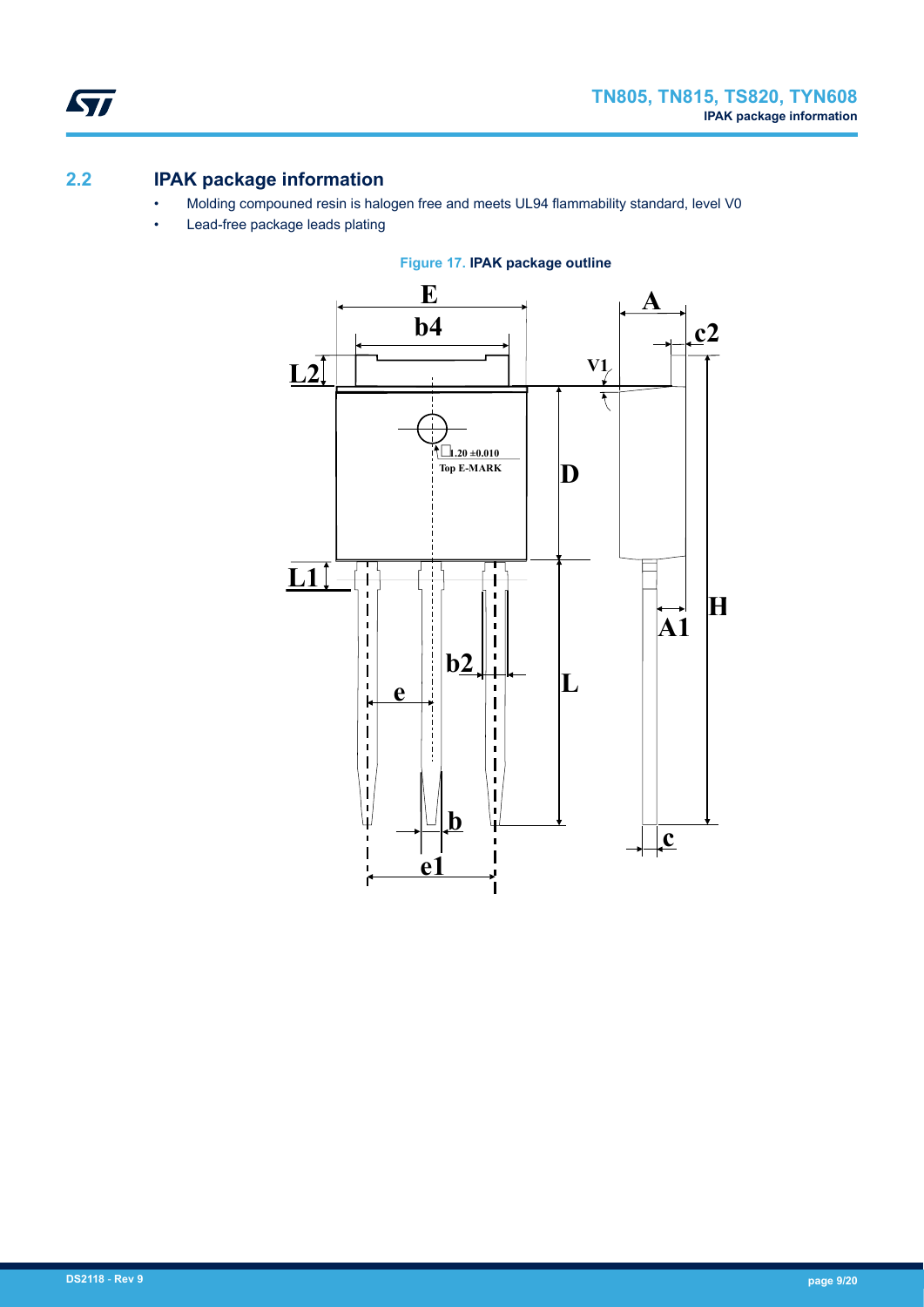## 2.2 IPAK package information

- Molding compouned resin is halogen free and meets UL94 flammability standard, level V0
- Lead-free package leads plating

**Figure 17. IPAK package outline**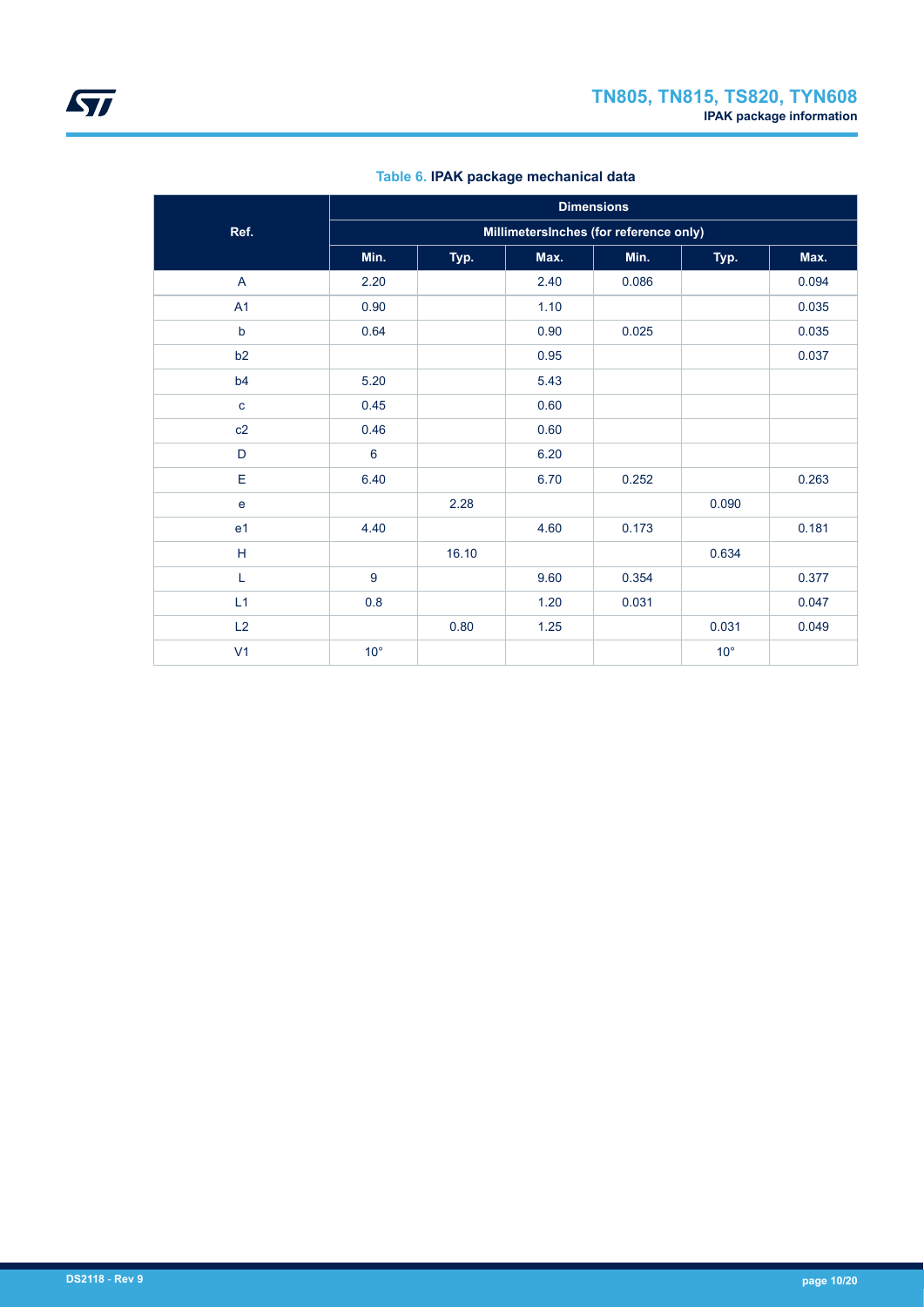**Table 6. IPAK package mechanical data**

| Ref. | Dimensions | | | | | |
|---|---|---|---|---|---|---|
| | MillimetersInches (for reference only) | | | | | |
| | Min. | Typ. | Max. | Min. | Typ. | Max. |
| A | 2.20 | | 2.40 | 0.086 | | 0.094 |
| A1 | 0.90 | | 1.10 | | | 0.035 |
| b | 0.64 | | 0.90 | 0.025 | | 0.035 |
| b2 | | | 0.95 | | | 0.037 |
| b4 | 5.20 | | 5.43 | | | |
| c | 0.45 | | 0.60 | | | |
| c2 | 0.46 | | 0.60 | | | |
| D | 6 | | 6.20 | | | |
| E | 6.40 | | 6.70 | 0.252 | | 0.263 |
| e | | 2.28 | | | 0.090 | |
| e1 | 4.40 | | 4.60 | 0.173 | | 0.181 |
| H | | 16.10 | | | 0.634 | |
| L | 9 | | 9.60 | 0.354 | | 0.377 |
| L1 | 0.8 | | 1.20 | 0.031 | | 0.047 |
| L2 | | 0.80 | 1.25 | | 0.031 | 0.049 |
| V1 | 10° | | | | 10° | |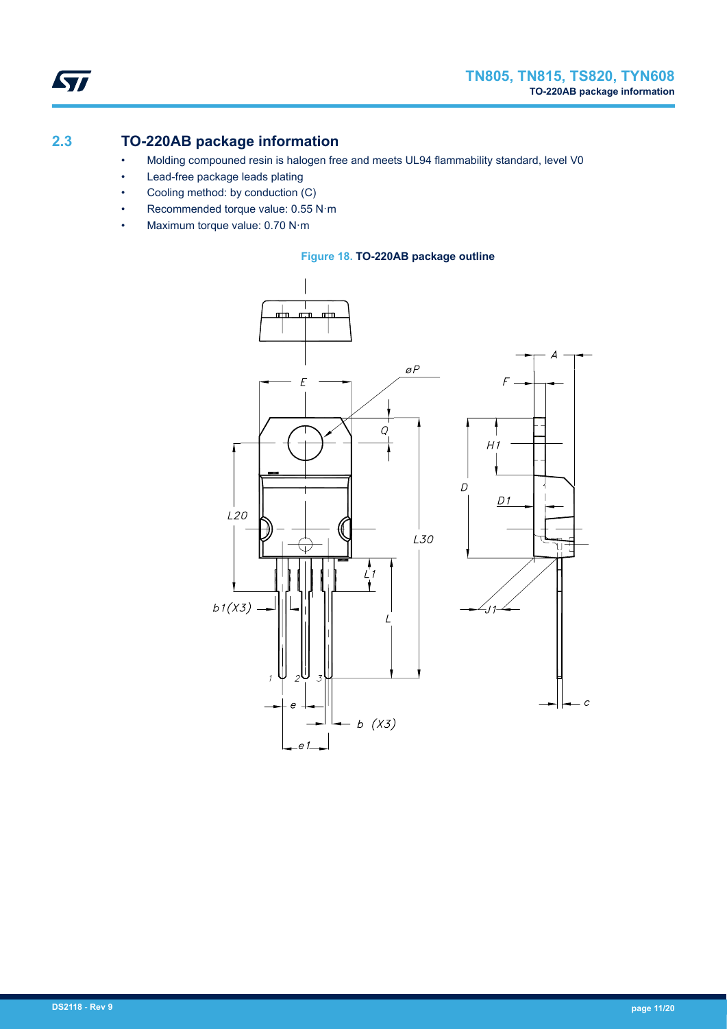## 2.3 TO-220AB package information

- Molding compounded resin is halogen free and meets UL94 flammability standard, level V0
- Lead-free package leads plating
- Cooling method: by conduction (C)
- Recommended torque value: 0.55 N·m
- Maximum torque value: 0.70 N·m

**Figure 18. TO-220AB package outline**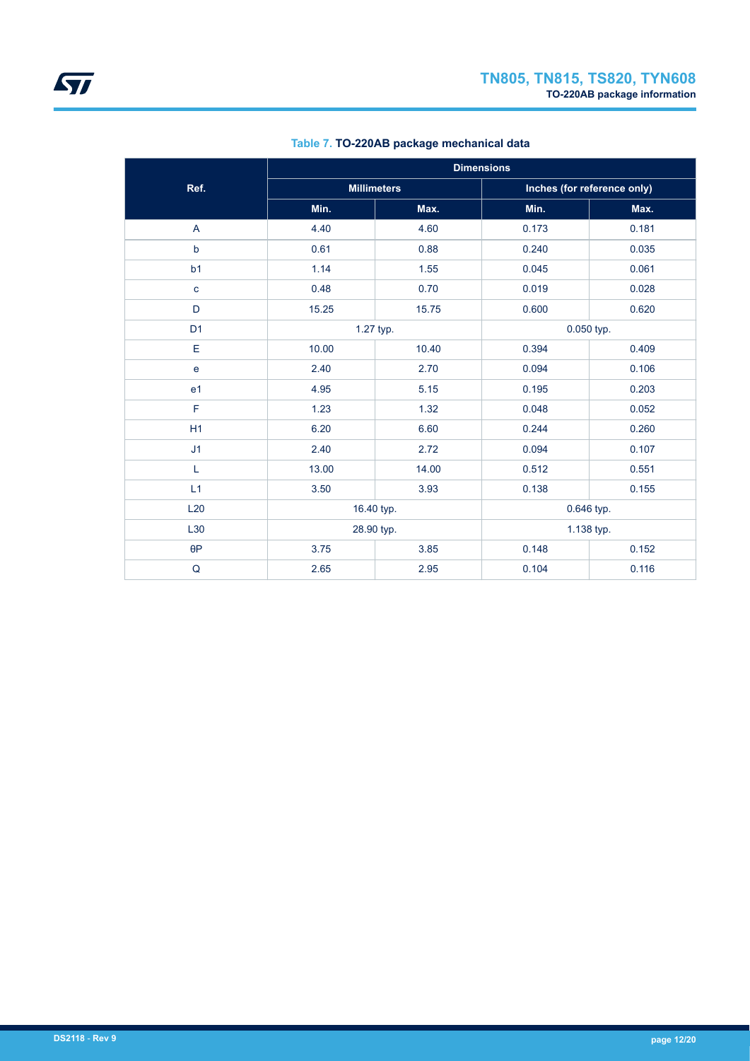**Table 7. TO-220AB package mechanical data**

| Ref. | Dimensions | | | |
|---|---|---|---|---|
| | Millimeters | | Inches (for reference only) | |
| | Min. | Max. | Min. | Max. |
| A | 4.40 | 4.60 | 0.173 | 0.181 |
| b | 0.61 | 0.88 | 0.240 | 0.035 |
| b1 | 1.14 | 1.55 | 0.045 | 0.061 |
| c | 0.48 | 0.70 | 0.019 | 0.028 |
| D | 15.25 | 15.75 | 0.600 | 0.620 |
| D1 | 1.27 typ. | | 0.050 typ. | |
| E | 10.00 | 10.40 | 0.394 | 0.409 |
| e | 2.40 | 2.70 | 0.094 | 0.106 |
| e1 | 4.95 | 5.15 | 0.195 | 0.203 |
| F | 1.23 | 1.32 | 0.048 | 0.052 |
| H1 | 6.20 | 6.60 | 0.244 | 0.260 |
| J1 | 2.40 | 2.72 | 0.094 | 0.107 |
| L | 13.00 | 14.00 | 0.512 | 0.551 |
| L1 | 3.50 | 3.93 | 0.138 | 0.155 |
| L20 | 16.40 typ. | | 0.646 typ. | |
| L30 | 28.90 typ. | | 1.138 typ. | |
| θP | 3.75 | 3.85 | 0.148 | 0.152 |
| Q | 2.65 | 2.95 | 0.104 | 0.116 |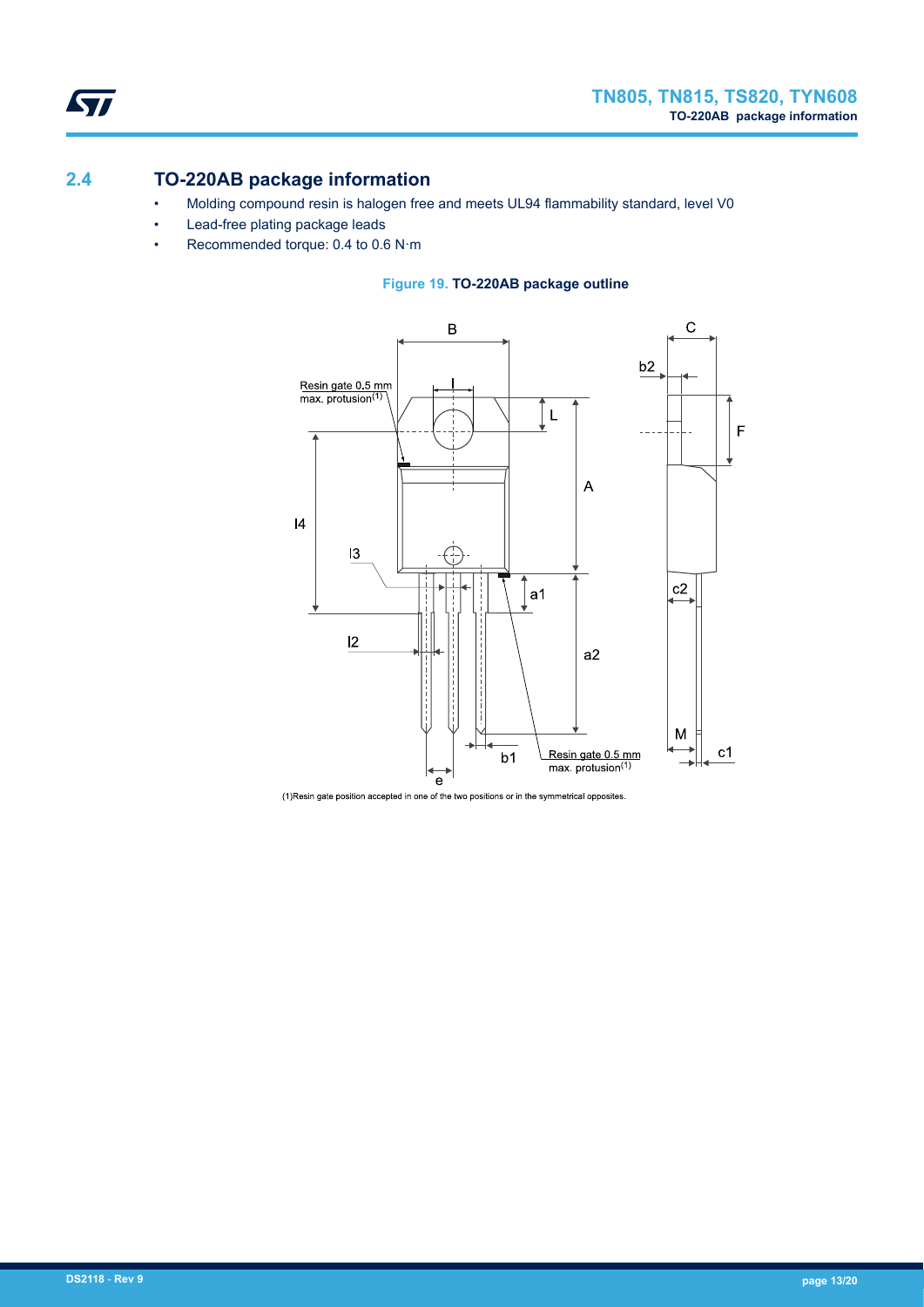## 2.4 TO-220AB package information

- Molding compound resin is halogen free and meets UL94 flammability standard, level V0
- Lead-free plating package leads
- Recommended torque: 0.4 to 0.6 N·m

**Figure 19. TO-220AB package outline**

(1)Resin gate position accepted in one of the two positions or in the symmetrical opposites.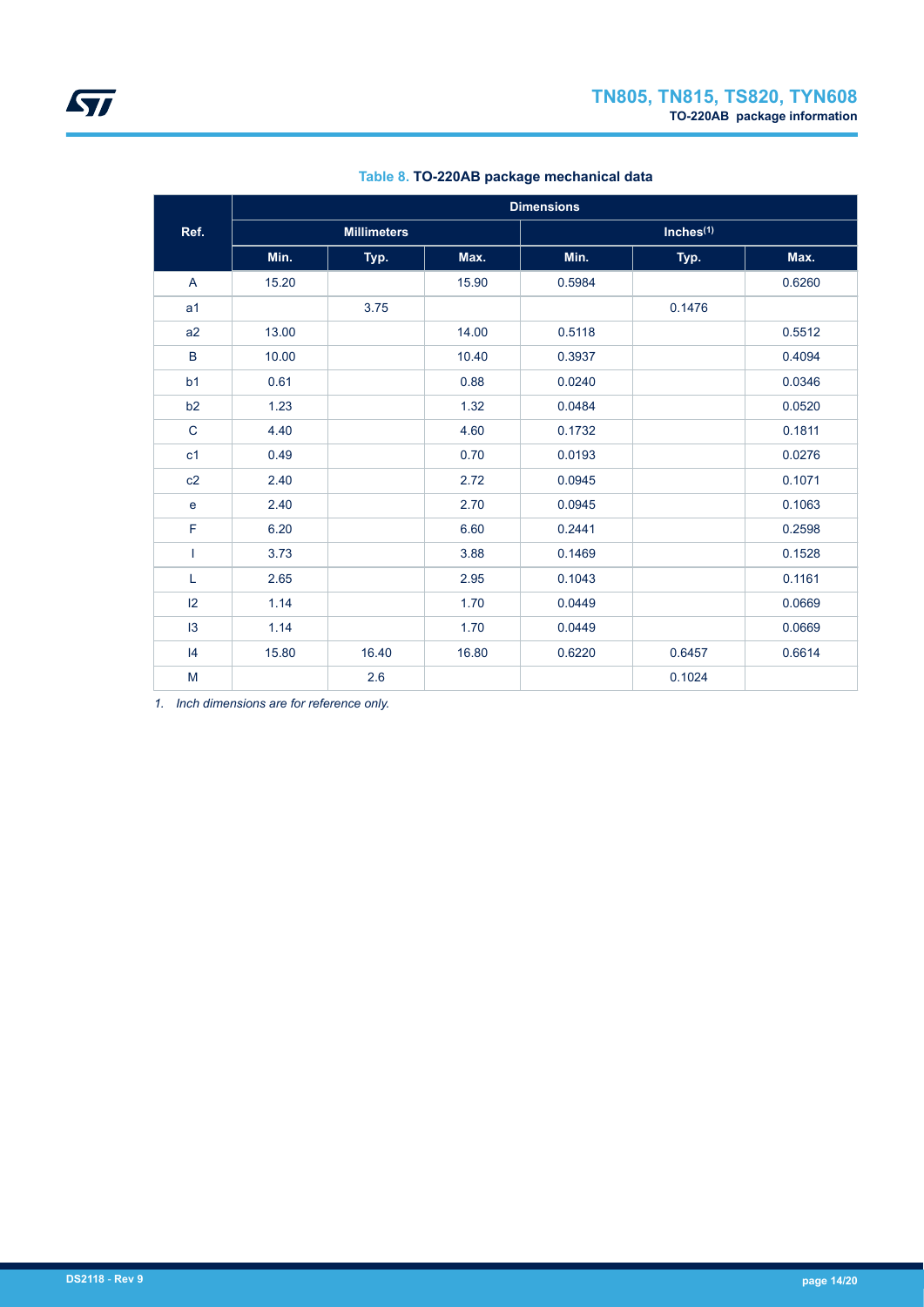**Table 8. TO-220AB package mechanical data**

| Ref. | Dimensions | | | | | |
|---|---|---|---|---|---|---|
| | Millimeters | | | Inches[(1)] | | |
| | Min. | Typ. | Max. | Min. | Typ. | Max. |
| A | 15.20 | | 15.90 | 0.5984 | | 0.6260 |
| a1 | | 3.75 | | | 0.1476 | |
| a2 | 13.00 | | 14.00 | 0.5118 | | 0.5512 |
| B | 10.00 | | 10.40 | 0.3937 | | 0.4094 |
| b1 | 0.61 | | 0.88 | 0.0240 | | 0.0346 |
| b2 | 1.23 | | 1.32 | 0.0484 | | 0.0520 |
| C | 4.40 | | 4.60 | 0.1732 | | 0.1811 |
| c1 | 0.49 | | 0.70 | 0.0193 | | 0.0276 |
| c2 | 2.40 | | 2.72 | 0.0945 | | 0.1071 |
| e | 2.40 | | 2.70 | 0.0945 | | 0.1063 |
| F | 6.20 | | 6.60 | 0.2441 | | 0.2598 |
| I | 3.73 | | 3.88 | 0.1469 | | 0.1528 |
| L | 2.65 | | 2.95 | 0.1043 | | 0.1161 |
| l2 | 1.14 | | 1.70 | 0.0449 | | 0.0669 |
| l3 | 1.14 | | 1.70 | 0.0449 | | 0.0669 |
| l4 | 15.80 | 16.40 | 16.80 | 0.6220 | 0.6457 | 0.6614 |
| M | | 2.6 | | | 0.1024 | |

1. *Inch dimensions are for reference only.*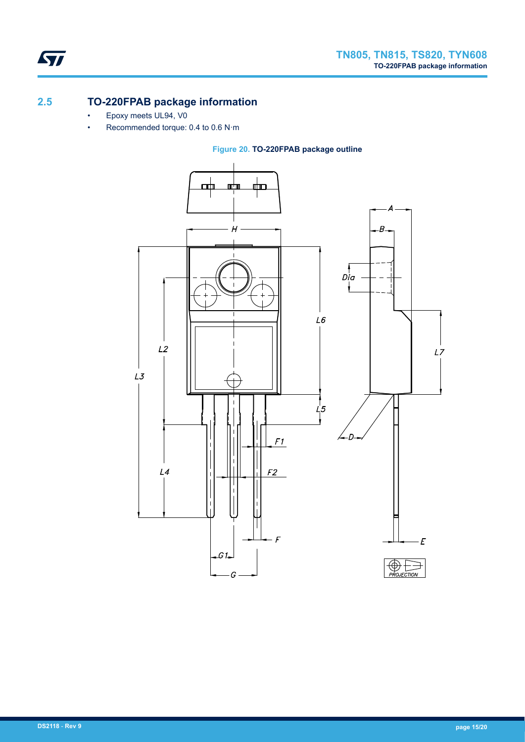## 2.5 TO-220FPAB package information

- Epoxy meets UL94, V0
- Recommended torque: 0.4 to 0.6 N·m

**Figure 20. TO-220FPAB package outline**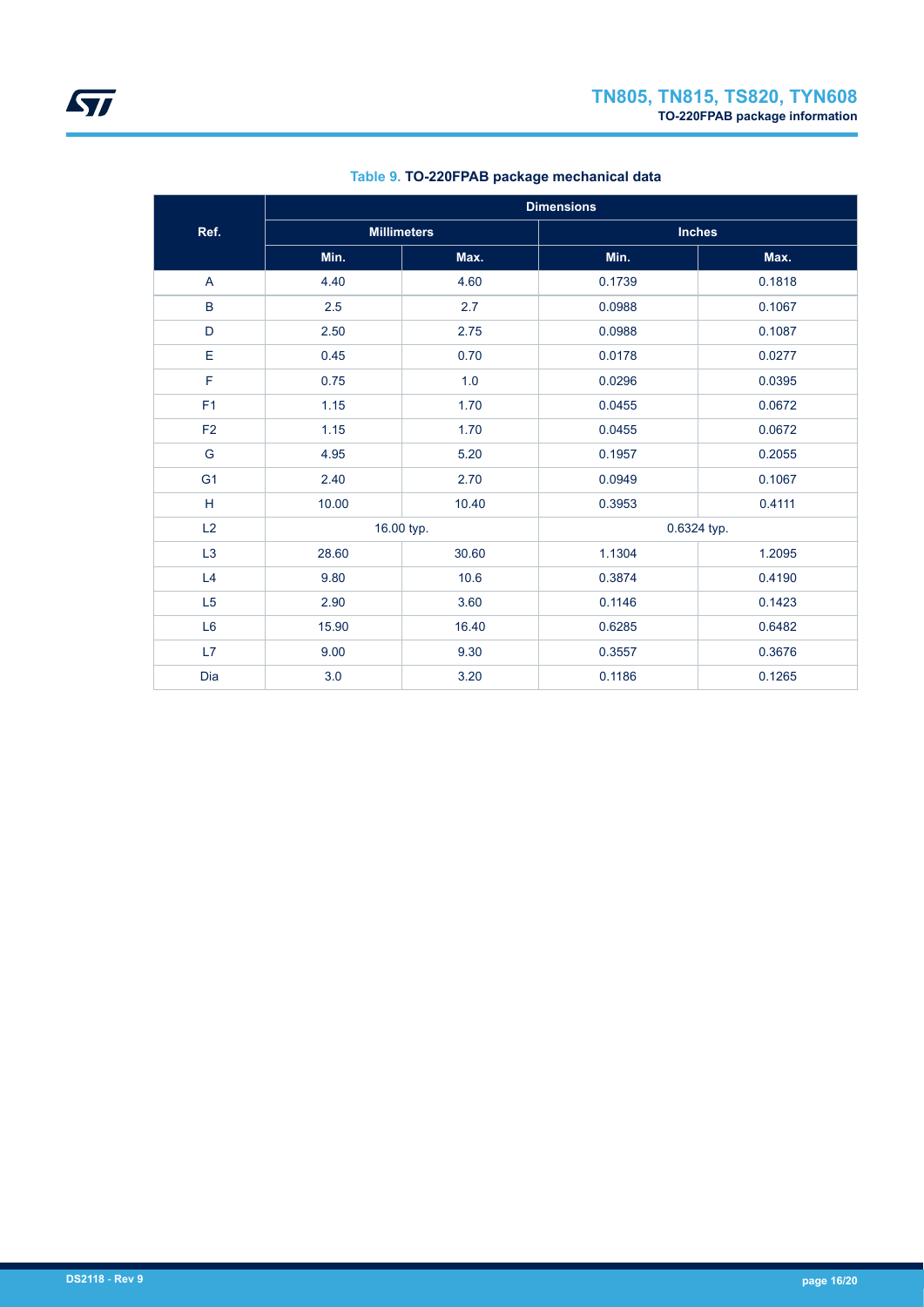**Table 9. TO-220FPAB package mechanical data**

| Ref. | Dimensions | | | |
|---|---|---|---|---|
| | Millimeters | | Inches | |
| | Min. | Max. | Min. | Max. |
| A | 4.40 | 4.60 | 0.1739 | 0.1818 |
| B | 2.5 | 2.7 | 0.0988 | 0.1067 |
| D | 2.50 | 2.75 | 0.0988 | 0.1087 |
| E | 0.45 | 0.70 | 0.0178 | 0.0277 |
| F | 0.75 | 1.0 | 0.0296 | 0.0395 |
| F1 | 1.15 | 1.70 | 0.0455 | 0.0672 |
| F2 | 1.15 | 1.70 | 0.0455 | 0.0672 |
| G | 4.95 | 5.20 | 0.1957 | 0.2055 |
| G1 | 2.40 | 2.70 | 0.0949 | 0.1067 |
| H | 10.00 | 10.40 | 0.3953 | 0.4111 |
| L2 | 16.00 typ. | | 0.6324 typ. | |
| L3 | 28.60 | 30.60 | 1.1304 | 1.2095 |
| L4 | 9.80 | 10.6 | 0.3874 | 0.4190 |
| L5 | 2.90 | 3.60 | 0.1146 | 0.1423 |
| L6 | 15.90 | 16.40 | 0.6285 | 0.6482 |
| L7 | 9.00 | 9.30 | 0.3557 | 0.3676 |
| Dia | 3.0 | 3.20 | 0.1186 | 0.1265 |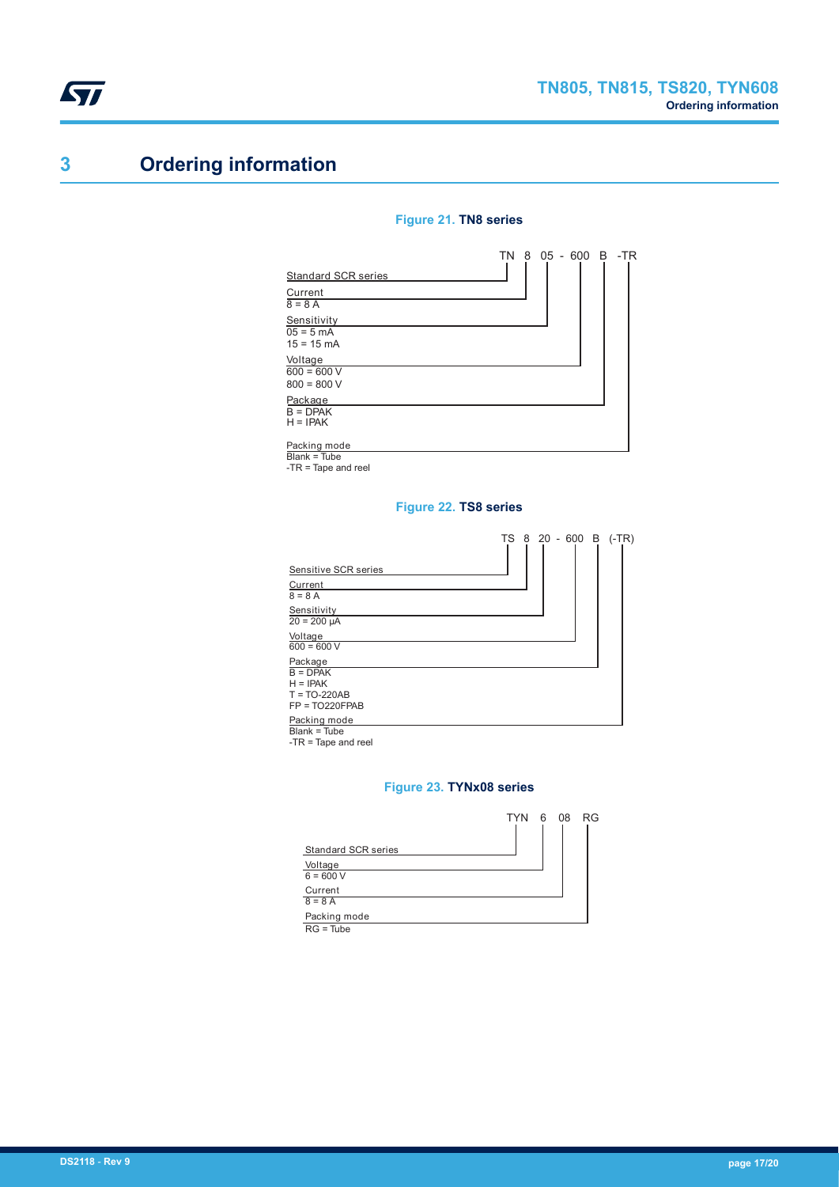# 3 Ordering information

**Figure 21. TN8 series**

TN 8 05 - 600 B -TR

- Standard SCR series: TN
- Current: 8 = 8 A
- Sensitivity: 05 = 5 mA; 15 = 15 mA
- Voltage: 600 = 600 V; 800 = 800 V
- Package: B = DPAK; H = IPAK
- Packing mode: Blank = Tube; -TR = Tape and reel

**Figure 22. TS8 series**

TS 8 20 - 600 B (-TR)

- Sensitive SCR series: TS
- Current: 8 = 8 A
- Sensitivity: 20 = 200 µA
- Voltage: 600 = 600 V
- Package: B = DPAK; H = IPAK; T = TO-220AB; FP = TO220FPAB
- Packing mode: Blank = Tube; -TR = Tape and reel

**Figure 23. TYNx08 series**

TYN 6 08 RG

- Standard SCR series: TYN
- Voltage: 6 = 600 V
- Current: 8 = 8 A
- Packing mode: RG = Tube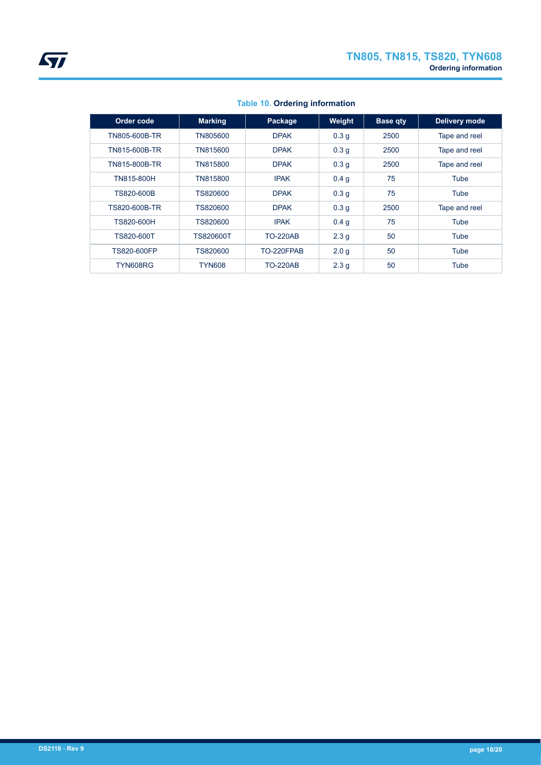**Table 10. Ordering information**

| Order code | Marking | Package | Weight | Base qty | Delivery mode |
|---|---|---|---|---|---|
| TN805-600B-TR | TN805600 | DPAK | 0.3 g | 2500 | Tape and reel |
| TN815-600B-TR | TN815600 | DPAK | 0.3 g | 2500 | Tape and reel |
| TN815-800B-TR | TN815800 | DPAK | 0.3 g | 2500 | Tape and reel |
| TN815-800H | TN815800 | IPAK | 0.4 g | 75 | Tube |
| TS820-600B | TS820600 | DPAK | 0.3 g | 75 | Tube |
| TS820-600B-TR | TS820600 | DPAK | 0.3 g | 2500 | Tape and reel |
| TS820-600H | TS820600 | IPAK | 0.4 g | 75 | Tube |
| TS820-600T | TS820600T | TO-220AB | 2.3 g | 50 | Tube |
| TS820-600FP | TS820600 | TO-220FPAB | 2.0 g | 50 | Tube |
| TYN608RG | TYN608 | TO-220AB | 2.3 g | 50 | Tube |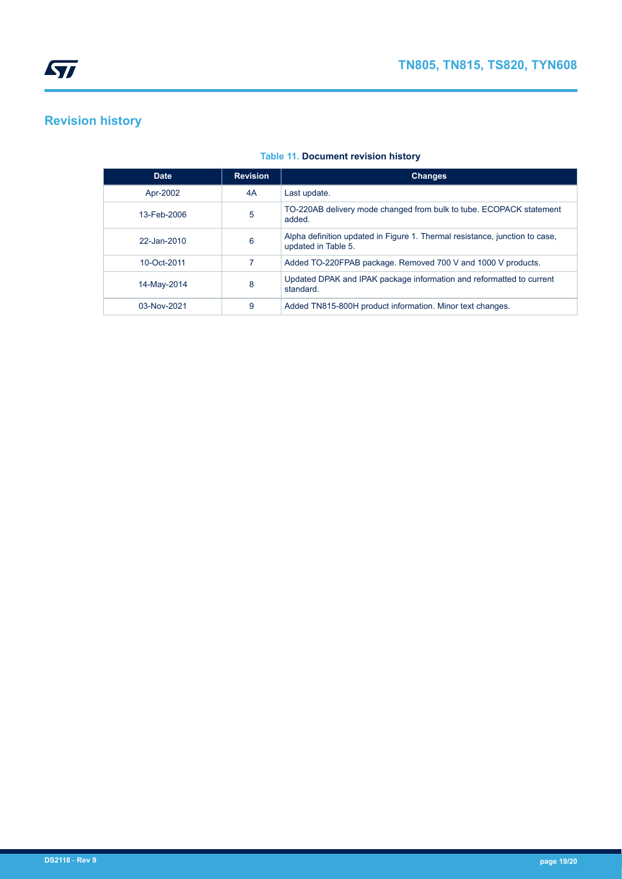# Revision history

**Table 11. Document revision history**

| Date | Revision | Changes |
|---|---|---|
| Apr-2002 | 4A | Last update. |
| 13-Feb-2006 | 5 | TO-220AB delivery mode changed from bulk to tube. ECOPACK statement added. |
| 22-Jan-2010 | 6 | Alpha definition updated in Figure 1. Thermal resistance, junction to case, updated in Table 5. |
| 10-Oct-2011 | 7 | Added TO-220FPAB package. Removed 700 V and 1000 V products. |
| 14-May-2014 | 8 | Updated DPAK and IPAK package information and reformatted to current standard. |
| 03-Nov-2021 | 9 | Added TN815-800H product information. Minor text changes. |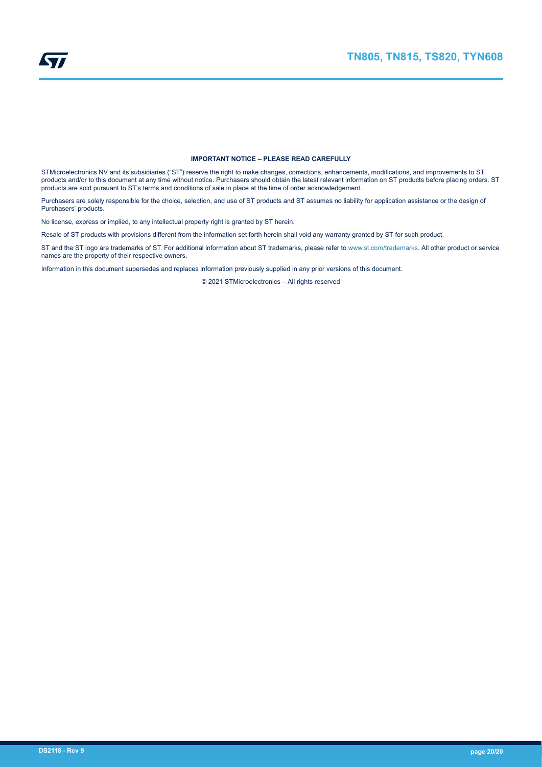**IMPORTANT NOTICE – PLEASE READ CAREFULLY**

STMicroelectronics NV and its subsidiaries ("ST") reserve the right to make changes, corrections, enhancements, modifications, and improvements to ST products and/or to this document at any time without notice. Purchasers should obtain the latest relevant information on ST products before placing orders. ST products are sold pursuant to ST's terms and conditions of sale in place at the time of order acknowledgement.

Purchasers are solely responsible for the choice, selection, and use of ST products and ST assumes no liability for application assistance or the design of Purchasers' products.

No license, express or implied, to any intellectual property right is granted by ST herein.

Resale of ST products with provisions different from the information set forth herein shall void any warranty granted by ST for such product.

ST and the ST logo are trademarks of ST. For additional information about ST trademarks, please refer to www.st.com/trademarks. All other product or service names are the property of their respective owners.

Information in this document supersedes and replaces information previously supplied in any prior versions of this document.

© 2021 STMicroelectronics – All rights reserved